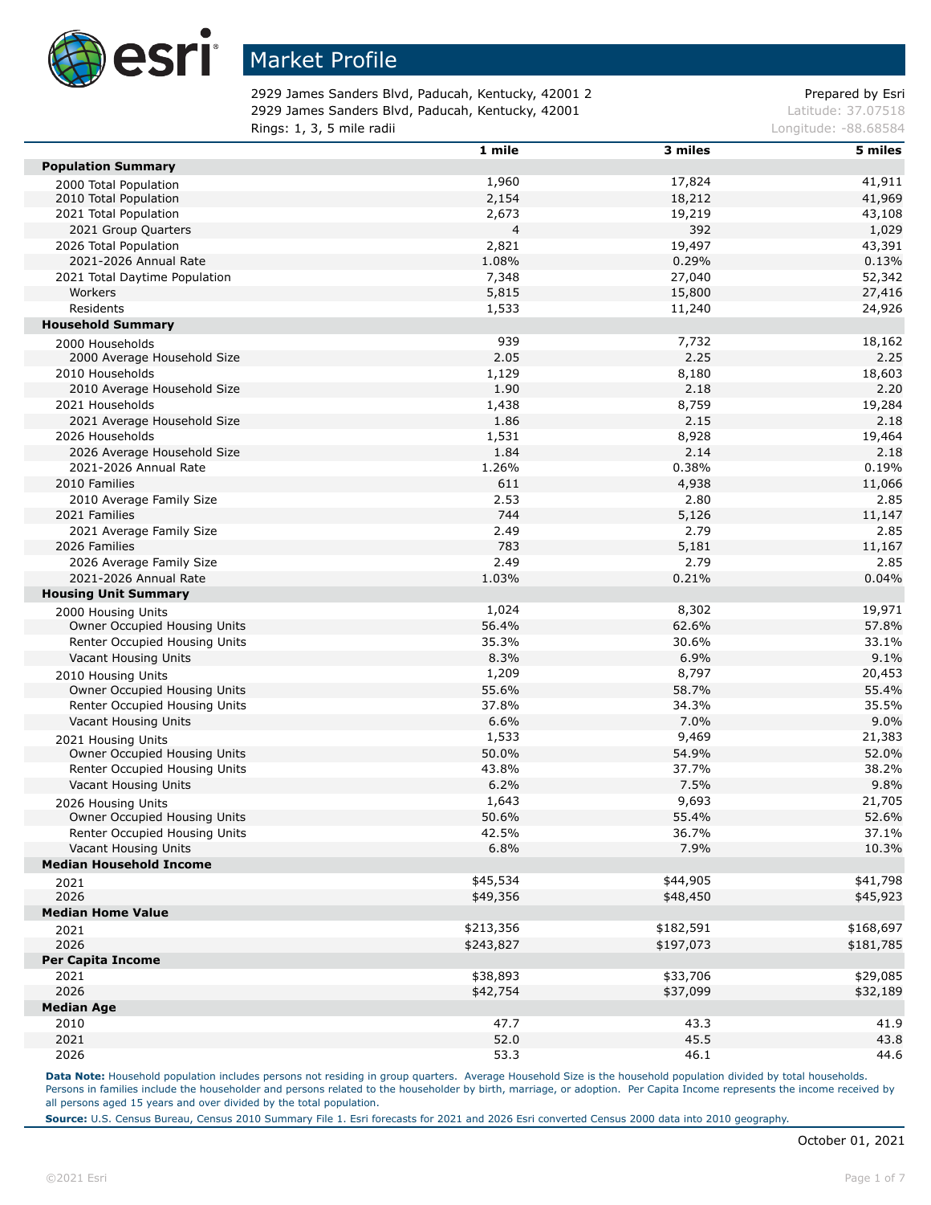# Market Profile

2929 James Sanders Blvd, Paducah, Kentucky, 42001 2
2929 James Sanders Blvd, Paducah, Kentucky, 42001
Rings: 1, 3, 5 mile radii

Prepared by Esri
Latitude: 37.07518
Longitude: -88.68584

| | 1 mile | 3 miles | 5 miles |
|---|---|---|---|
| **Population Summary** | | | |
| 2000 Total Population | 1,960 | 17,824 | 41,911 |
| 2010 Total Population | 2,154 | 18,212 | 41,969 |
| 2021 Total Population | 2,673 | 19,219 | 43,108 |
| 2021 Group Quarters | 4 | 392 | 1,029 |
| 2026 Total Population | 2,821 | 19,497 | 43,391 |
| 2021-2026 Annual Rate | 1.08% | 0.29% | 0.13% |
| 2021 Total Daytime Population | 7,348 | 27,040 | 52,342 |
| Workers | 5,815 | 15,800 | 27,416 |
| Residents | 1,533 | 11,240 | 24,926 |
| **Household Summary** | | | |
| 2000 Households | 939 | 7,732 | 18,162 |
| 2000 Average Household Size | 2.05 | 2.25 | 2.25 |
| 2010 Households | 1,129 | 8,180 | 18,603 |
| 2010 Average Household Size | 1.90 | 2.18 | 2.20 |
| 2021 Households | 1,438 | 8,759 | 19,284 |
| 2021 Average Household Size | 1.86 | 2.15 | 2.18 |
| 2026 Households | 1,531 | 8,928 | 19,464 |
| 2026 Average Household Size | 1.84 | 2.14 | 2.18 |
| 2021-2026 Annual Rate | 1.26% | 0.38% | 0.19% |
| 2010 Families | 611 | 4,938 | 11,066 |
| 2010 Average Family Size | 2.53 | 2.80 | 2.85 |
| 2021 Families | 744 | 5,126 | 11,147 |
| 2021 Average Family Size | 2.49 | 2.79 | 2.85 |
| 2026 Families | 783 | 5,181 | 11,167 |
| 2026 Average Family Size | 2.49 | 2.79 | 2.85 |
| 2021-2026 Annual Rate | 1.03% | 0.21% | 0.04% |
| **Housing Unit Summary** | | | |
| 2000 Housing Units | 1,024 | 8,302 | 19,971 |
| Owner Occupied Housing Units | 56.4% | 62.6% | 57.8% |
| Renter Occupied Housing Units | 35.3% | 30.6% | 33.1% |
| Vacant Housing Units | 8.3% | 6.9% | 9.1% |
| 2010 Housing Units | 1,209 | 8,797 | 20,453 |
| Owner Occupied Housing Units | 55.6% | 58.7% | 55.4% |
| Renter Occupied Housing Units | 37.8% | 34.3% | 35.5% |
| Vacant Housing Units | 6.6% | 7.0% | 9.0% |
| 2021 Housing Units | 1,533 | 9,469 | 21,383 |
| Owner Occupied Housing Units | 50.0% | 54.9% | 52.0% |
| Renter Occupied Housing Units | 43.8% | 37.7% | 38.2% |
| Vacant Housing Units | 6.2% | 7.5% | 9.8% |
| 2026 Housing Units | 1,643 | 9,693 | 21,705 |
| Owner Occupied Housing Units | 50.6% | 55.4% | 52.6% |
| Renter Occupied Housing Units | 42.5% | 36.7% | 37.1% |
| Vacant Housing Units | 6.8% | 7.9% | 10.3% |
| **Median Household Income** | | | |
| 2021 | $45,534 | $44,905 | $41,798 |
| 2026 | $49,356 | $48,450 | $45,923 |
| **Median Home Value** | | | |
| 2021 | $213,356 | $182,591 | $168,697 |
| 2026 | $243,827 | $197,073 | $181,785 |
| **Per Capita Income** | | | |
| 2021 | $38,893 | $33,706 | $29,085 |
| 2026 | $42,754 | $37,099 | $32,189 |
| **Median Age** | | | |
| 2010 | 47.7 | 43.3 | 41.9 |
| 2021 | 52.0 | 45.5 | 43.8 |
| 2026 | 53.3 | 46.1 | 44.6 |

**Data Note:** Household population includes persons not residing in group quarters. Average Household Size is the household population divided by total households. Persons in families include the householder and persons related to the householder by birth, marriage, or adoption. Per Capita Income represents the income received by all persons aged 15 years and over divided by the total population.

**Source:** U.S. Census Bureau, Census 2010 Summary File 1. Esri forecasts for 2021 and 2026 Esri converted Census 2000 data into 2010 geography.

October 01, 2021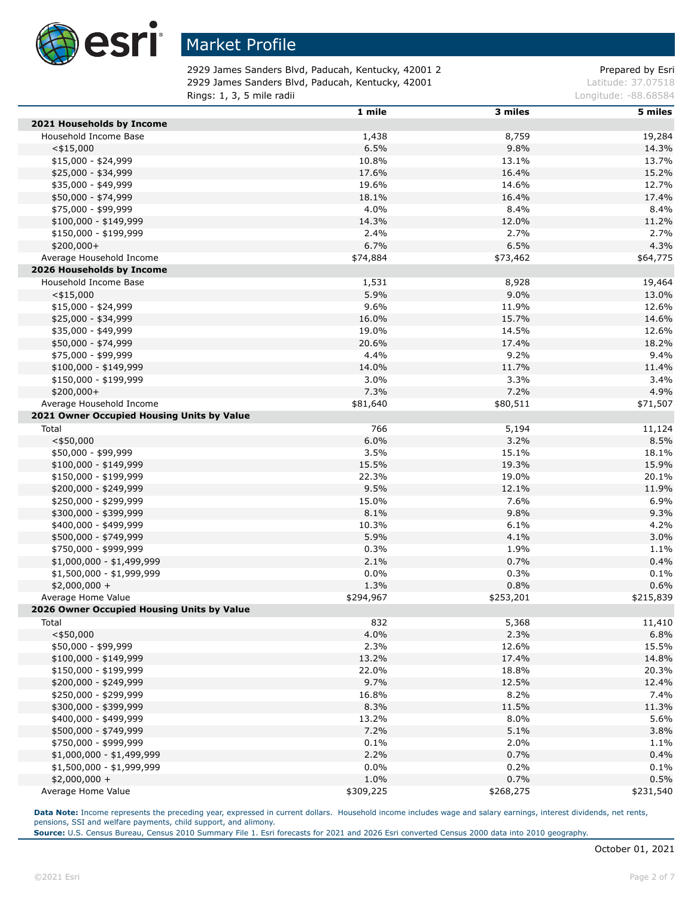# Market Profile

2929 James Sanders Blvd, Paducah, Kentucky, 42001 2
2929 James Sanders Blvd, Paducah, Kentucky, 42001
Rings: 1, 3, 5 mile radii

Prepared by Esri
Latitude: 37.07518
Longitude: -88.68584

| | 1 mile | 3 miles | 5 miles |
|---|---|---|---|
| **2021 Households by Income** | | | |
| Household Income Base | 1,438 | 8,759 | 19,284 |
| <$15,000 | 6.5% | 9.8% | 14.3% |
| $15,000 - $24,999 | 10.8% | 13.1% | 13.7% |
| $25,000 - $34,999 | 17.6% | 16.4% | 15.2% |
| $35,000 - $49,999 | 19.6% | 14.6% | 12.7% |
| $50,000 - $74,999 | 18.1% | 16.4% | 17.4% |
| $75,000 - $99,999 | 4.0% | 8.4% | 8.4% |
| $100,000 - $149,999 | 14.3% | 12.0% | 11.2% |
| $150,000 - $199,999 | 2.4% | 2.7% | 2.7% |
| $200,000+ | 6.7% | 6.5% | 4.3% |
| Average Household Income | $74,884 | $73,462 | $64,775 |
| **2026 Households by Income** | | | |
| Household Income Base | 1,531 | 8,928 | 19,464 |
| <$15,000 | 5.9% | 9.0% | 13.0% |
| $15,000 - $24,999 | 9.6% | 11.9% | 12.6% |
| $25,000 - $34,999 | 16.0% | 15.7% | 14.6% |
| $35,000 - $49,999 | 19.0% | 14.5% | 12.6% |
| $50,000 - $74,999 | 20.6% | 17.4% | 18.2% |
| $75,000 - $99,999 | 4.4% | 9.2% | 9.4% |
| $100,000 - $149,999 | 14.0% | 11.7% | 11.4% |
| $150,000 - $199,999 | 3.0% | 3.3% | 3.4% |
| $200,000+ | 7.3% | 7.2% | 4.9% |
| Average Household Income | $81,640 | $80,511 | $71,507 |
| **2021 Owner Occupied Housing Units by Value** | | | |
| Total | 766 | 5,194 | 11,124 |
| <$50,000 | 6.0% | 3.2% | 8.5% |
| $50,000 - $99,999 | 3.5% | 15.1% | 18.1% |
| $100,000 - $149,999 | 15.5% | 19.3% | 15.9% |
| $150,000 - $199,999 | 22.3% | 19.0% | 20.1% |
| $200,000 - $249,999 | 9.5% | 12.1% | 11.9% |
| $250,000 - $299,999 | 15.0% | 7.6% | 6.9% |
| $300,000 - $399,999 | 8.1% | 9.8% | 9.3% |
| $400,000 - $499,999 | 10.3% | 6.1% | 4.2% |
| $500,000 - $749,999 | 5.9% | 4.1% | 3.0% |
| $750,000 - $999,999 | 0.3% | 1.9% | 1.1% |
| $1,000,000 - $1,499,999 | 2.1% | 0.7% | 0.4% |
| $1,500,000 - $1,999,999 | 0.0% | 0.3% | 0.1% |
| $2,000,000 + | 1.3% | 0.8% | 0.6% |
| Average Home Value | $294,967 | $253,201 | $215,839 |
| **2026 Owner Occupied Housing Units by Value** | | | |
| Total | 832 | 5,368 | 11,410 |
| <$50,000 | 4.0% | 2.3% | 6.8% |
| $50,000 - $99,999 | 2.3% | 12.6% | 15.5% |
| $100,000 - $149,999 | 13.2% | 17.4% | 14.8% |
| $150,000 - $199,999 | 22.0% | 18.8% | 20.3% |
| $200,000 - $249,999 | 9.7% | 12.5% | 12.4% |
| $250,000 - $299,999 | 16.8% | 8.2% | 7.4% |
| $300,000 - $399,999 | 8.3% | 11.5% | 11.3% |
| $400,000 - $499,999 | 13.2% | 8.0% | 5.6% |
| $500,000 - $749,999 | 7.2% | 5.1% | 3.8% |
| $750,000 - $999,999 | 0.1% | 2.0% | 1.1% |
| $1,000,000 - $1,499,999 | 2.2% | 0.7% | 0.4% |
| $1,500,000 - $1,999,999 | 0.0% | 0.2% | 0.1% |
| $2,000,000 + | 1.0% | 0.7% | 0.5% |
| Average Home Value | $309,225 | $268,275 | $231,540 |

**Data Note:** Income represents the preceding year, expressed in current dollars. Household income includes wage and salary earnings, interest dividends, net rents, pensions, SSI and welfare payments, child support, and alimony.
**Source:** U.S. Census Bureau, Census 2010 Summary File 1. Esri forecasts for 2021 and 2026 Esri converted Census 2000 data into 2010 geography.

October 01, 2021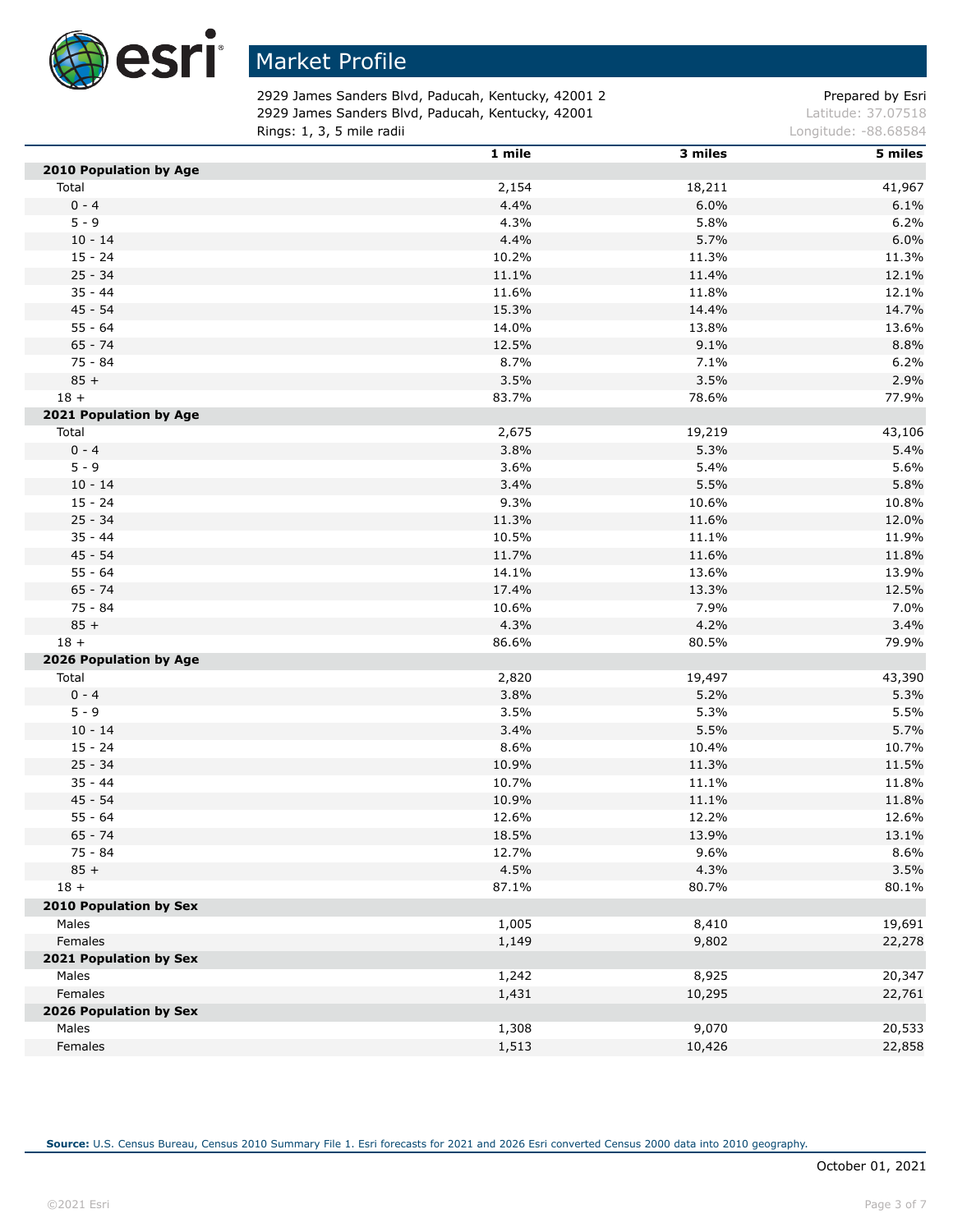# Market Profile

2929 James Sanders Blvd, Paducah, Kentucky, 42001 2
2929 James Sanders Blvd, Paducah, Kentucky, 42001
Rings: 1, 3, 5 mile radii

Prepared by Esri
Latitude: 37.07518
Longitude: -88.68584

| | 1 mile | 3 miles | 5 miles |
|---|---|---|---|
| **2010 Population by Age** | | | |
| Total | 2,154 | 18,211 | 41,967 |
| 0 - 4 | 4.4% | 6.0% | 6.1% |
| 5 - 9 | 4.3% | 5.8% | 6.2% |
| 10 - 14 | 4.4% | 5.7% | 6.0% |
| 15 - 24 | 10.2% | 11.3% | 11.3% |
| 25 - 34 | 11.1% | 11.4% | 12.1% |
| 35 - 44 | 11.6% | 11.8% | 12.1% |
| 45 - 54 | 15.3% | 14.4% | 14.7% |
| 55 - 64 | 14.0% | 13.8% | 13.6% |
| 65 - 74 | 12.5% | 9.1% | 8.8% |
| 75 - 84 | 8.7% | 7.1% | 6.2% |
| 85 + | 3.5% | 3.5% | 2.9% |
| 18 + | 83.7% | 78.6% | 77.9% |
| **2021 Population by Age** | | | |
| Total | 2,675 | 19,219 | 43,106 |
| 0 - 4 | 3.8% | 5.3% | 5.4% |
| 5 - 9 | 3.6% | 5.4% | 5.6% |
| 10 - 14 | 3.4% | 5.5% | 5.8% |
| 15 - 24 | 9.3% | 10.6% | 10.8% |
| 25 - 34 | 11.3% | 11.6% | 12.0% |
| 35 - 44 | 10.5% | 11.1% | 11.9% |
| 45 - 54 | 11.7% | 11.6% | 11.8% |
| 55 - 64 | 14.1% | 13.6% | 13.9% |
| 65 - 74 | 17.4% | 13.3% | 12.5% |
| 75 - 84 | 10.6% | 7.9% | 7.0% |
| 85 + | 4.3% | 4.2% | 3.4% |
| 18 + | 86.6% | 80.5% | 79.9% |
| **2026 Population by Age** | | | |
| Total | 2,820 | 19,497 | 43,390 |
| 0 - 4 | 3.8% | 5.2% | 5.3% |
| 5 - 9 | 3.5% | 5.3% | 5.5% |
| 10 - 14 | 3.4% | 5.5% | 5.7% |
| 15 - 24 | 8.6% | 10.4% | 10.7% |
| 25 - 34 | 10.9% | 11.3% | 11.5% |
| 35 - 44 | 10.7% | 11.1% | 11.8% |
| 45 - 54 | 10.9% | 11.1% | 11.8% |
| 55 - 64 | 12.6% | 12.2% | 12.6% |
| 65 - 74 | 18.5% | 13.9% | 13.1% |
| 75 - 84 | 12.7% | 9.6% | 8.6% |
| 85 + | 4.5% | 4.3% | 3.5% |
| 18 + | 87.1% | 80.7% | 80.1% |
| **2010 Population by Sex** | | | |
| Males | 1,005 | 8,410 | 19,691 |
| Females | 1,149 | 9,802 | 22,278 |
| **2021 Population by Sex** | | | |
| Males | 1,242 | 8,925 | 20,347 |
| Females | 1,431 | 10,295 | 22,761 |
| **2026 Population by Sex** | | | |
| Males | 1,308 | 9,070 | 20,533 |
| Females | 1,513 | 10,426 | 22,858 |

**Source:** U.S. Census Bureau, Census 2010 Summary File 1. Esri forecasts for 2021 and 2026 Esri converted Census 2000 data into 2010 geography.

October 01, 2021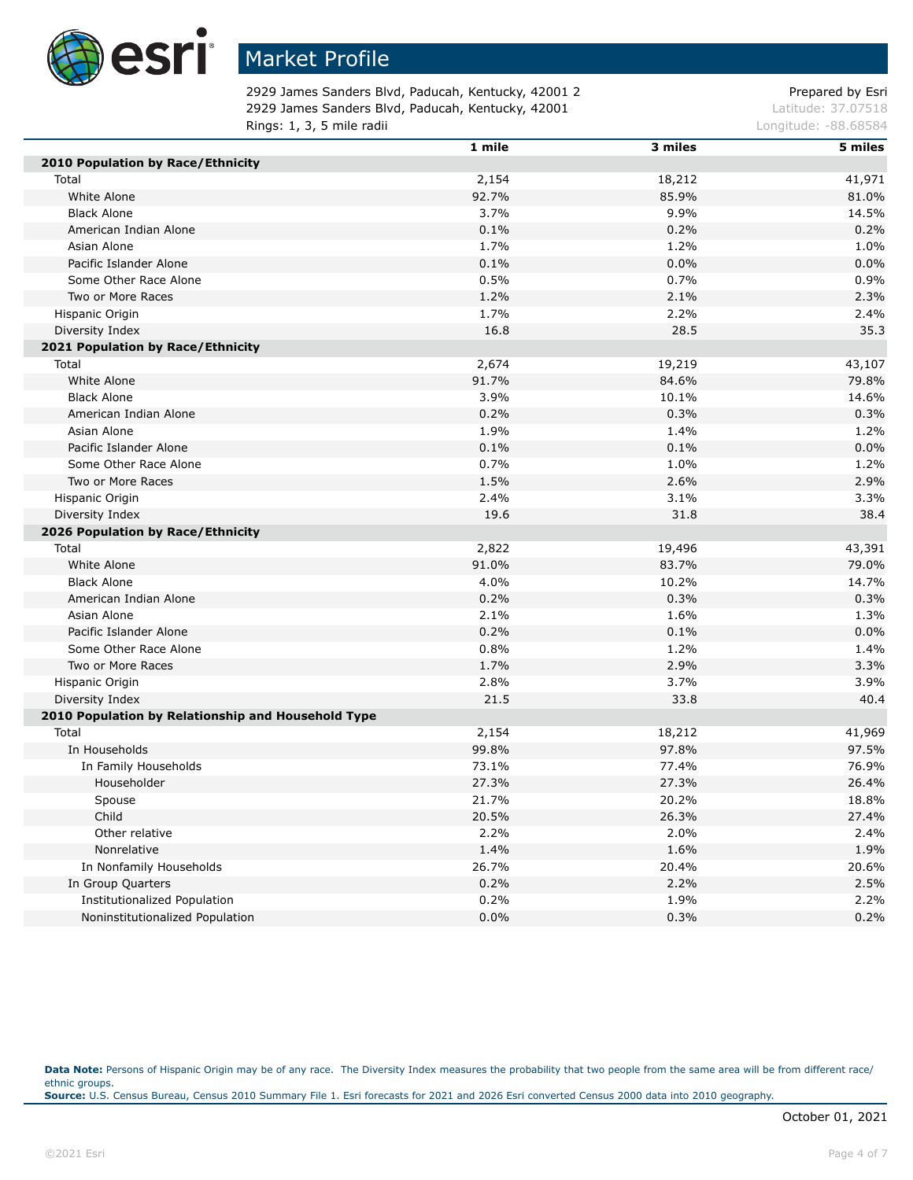# Market Profile

2929 James Sanders Blvd, Paducah, Kentucky, 42001 2
2929 James Sanders Blvd, Paducah, Kentucky, 42001
Rings: 1, 3, 5 mile radii

Prepared by Esri
Latitude: 37.07518
Longitude: -88.68584

| | 1 mile | 3 miles | 5 miles |
|---|---|---|---|
| **2010 Population by Race/Ethnicity** | | | |
| Total | 2,154 | 18,212 | 41,971 |
| White Alone | 92.7% | 85.9% | 81.0% |
| Black Alone | 3.7% | 9.9% | 14.5% |
| American Indian Alone | 0.1% | 0.2% | 0.2% |
| Asian Alone | 1.7% | 1.2% | 1.0% |
| Pacific Islander Alone | 0.1% | 0.0% | 0.0% |
| Some Other Race Alone | 0.5% | 0.7% | 0.9% |
| Two or More Races | 1.2% | 2.1% | 2.3% |
| Hispanic Origin | 1.7% | 2.2% | 2.4% |
| Diversity Index | 16.8 | 28.5 | 35.3 |
| **2021 Population by Race/Ethnicity** | | | |
| Total | 2,674 | 19,219 | 43,107 |
| White Alone | 91.7% | 84.6% | 79.8% |
| Black Alone | 3.9% | 10.1% | 14.6% |
| American Indian Alone | 0.2% | 0.3% | 0.3% |
| Asian Alone | 1.9% | 1.4% | 1.2% |
| Pacific Islander Alone | 0.1% | 0.1% | 0.0% |
| Some Other Race Alone | 0.7% | 1.0% | 1.2% |
| Two or More Races | 1.5% | 2.6% | 2.9% |
| Hispanic Origin | 2.4% | 3.1% | 3.3% |
| Diversity Index | 19.6 | 31.8 | 38.4 |
| **2026 Population by Race/Ethnicity** | | | |
| Total | 2,822 | 19,496 | 43,391 |
| White Alone | 91.0% | 83.7% | 79.0% |
| Black Alone | 4.0% | 10.2% | 14.7% |
| American Indian Alone | 0.2% | 0.3% | 0.3% |
| Asian Alone | 2.1% | 1.6% | 1.3% |
| Pacific Islander Alone | 0.2% | 0.1% | 0.0% |
| Some Other Race Alone | 0.8% | 1.2% | 1.4% |
| Two or More Races | 1.7% | 2.9% | 3.3% |
| Hispanic Origin | 2.8% | 3.7% | 3.9% |
| Diversity Index | 21.5 | 33.8 | 40.4 |
| **2010 Population by Relationship and Household Type** | | | |
| Total | 2,154 | 18,212 | 41,969 |
| In Households | 99.8% | 97.8% | 97.5% |
| In Family Households | 73.1% | 77.4% | 76.9% |
| Householder | 27.3% | 27.3% | 26.4% |
| Spouse | 21.7% | 20.2% | 18.8% |
| Child | 20.5% | 26.3% | 27.4% |
| Other relative | 2.2% | 2.0% | 2.4% |
| Nonrelative | 1.4% | 1.6% | 1.9% |
| In Nonfamily Households | 26.7% | 20.4% | 20.6% |
| In Group Quarters | 0.2% | 2.2% | 2.5% |
| Institutionalized Population | 0.2% | 1.9% | 2.2% |
| Noninstitutionalized Population | 0.0% | 0.3% | 0.2% |

**Data Note:** Persons of Hispanic Origin may be of any race. The Diversity Index measures the probability that two people from the same area will be from different race/ethnic groups.
**Source:** U.S. Census Bureau, Census 2010 Summary File 1. Esri forecasts for 2021 and 2026 Esri converted Census 2000 data into 2010 geography.

October 01, 2021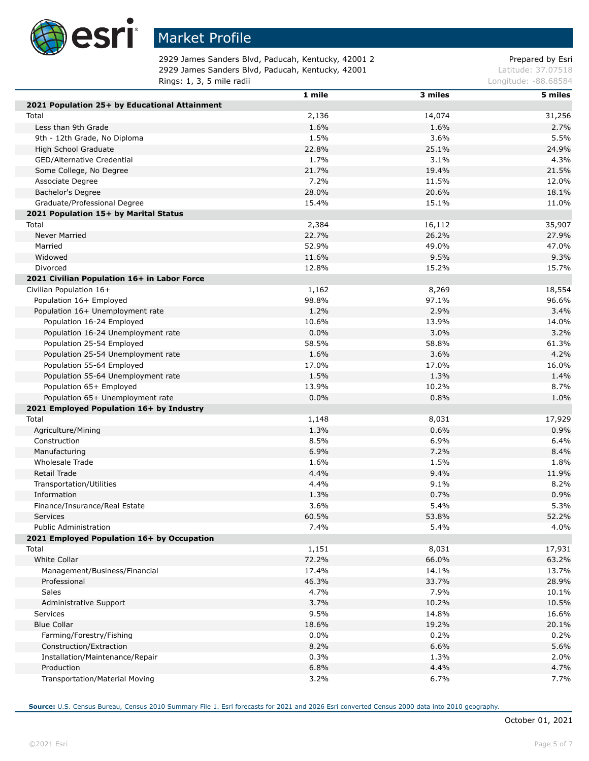# Market Profile

2929 James Sanders Blvd, Paducah, Kentucky, 42001 2
2929 James Sanders Blvd, Paducah, Kentucky, 42001
Rings: 1, 3, 5 mile radii

Prepared by Esri
Latitude: 37.07518
Longitude: -88.68584

| | 1 mile | 3 miles | 5 miles |
|---|---|---|---|
| **2021 Population 25+ by Educational Attainment** | | | |
| Total | 2,136 | 14,074 | 31,256 |
| Less than 9th Grade | 1.6% | 1.6% | 2.7% |
| 9th - 12th Grade, No Diploma | 1.5% | 3.6% | 5.5% |
| High School Graduate | 22.8% | 25.1% | 24.9% |
| GED/Alternative Credential | 1.7% | 3.1% | 4.3% |
| Some College, No Degree | 21.7% | 19.4% | 21.5% |
| Associate Degree | 7.2% | 11.5% | 12.0% |
| Bachelor's Degree | 28.0% | 20.6% | 18.1% |
| Graduate/Professional Degree | 15.4% | 15.1% | 11.0% |
| **2021 Population 15+ by Marital Status** | | | |
| Total | 2,384 | 16,112 | 35,907 |
| Never Married | 22.7% | 26.2% | 27.9% |
| Married | 52.9% | 49.0% | 47.0% |
| Widowed | 11.6% | 9.5% | 9.3% |
| Divorced | 12.8% | 15.2% | 15.7% |
| **2021 Civilian Population 16+ in Labor Force** | | | |
| Civilian Population 16+ | 1,162 | 8,269 | 18,554 |
| Population 16+ Employed | 98.8% | 97.1% | 96.6% |
| Population 16+ Unemployment rate | 1.2% | 2.9% | 3.4% |
| Population 16-24 Employed | 10.6% | 13.9% | 14.0% |
| Population 16-24 Unemployment rate | 0.0% | 3.0% | 3.2% |
| Population 25-54 Employed | 58.5% | 58.8% | 61.3% |
| Population 25-54 Unemployment rate | 1.6% | 3.6% | 4.2% |
| Population 55-64 Employed | 17.0% | 17.0% | 16.0% |
| Population 55-64 Unemployment rate | 1.5% | 1.3% | 1.4% |
| Population 65+ Employed | 13.9% | 10.2% | 8.7% |
| Population 65+ Unemployment rate | 0.0% | 0.8% | 1.0% |
| **2021 Employed Population 16+ by Industry** | | | |
| Total | 1,148 | 8,031 | 17,929 |
| Agriculture/Mining | 1.3% | 0.6% | 0.9% |
| Construction | 8.5% | 6.9% | 6.4% |
| Manufacturing | 6.9% | 7.2% | 8.4% |
| Wholesale Trade | 1.6% | 1.5% | 1.8% |
| Retail Trade | 4.4% | 9.4% | 11.9% |
| Transportation/Utilities | 4.4% | 9.1% | 8.2% |
| Information | 1.3% | 0.7% | 0.9% |
| Finance/Insurance/Real Estate | 3.6% | 5.4% | 5.3% |
| Services | 60.5% | 53.8% | 52.2% |
| Public Administration | 7.4% | 5.4% | 4.0% |
| **2021 Employed Population 16+ by Occupation** | | | |
| Total | 1,151 | 8,031 | 17,931 |
| White Collar | 72.2% | 66.0% | 63.2% |
| Management/Business/Financial | 17.4% | 14.1% | 13.7% |
| Professional | 46.3% | 33.7% | 28.9% |
| Sales | 4.7% | 7.9% | 10.1% |
| Administrative Support | 3.7% | 10.2% | 10.5% |
| Services | 9.5% | 14.8% | 16.6% |
| Blue Collar | 18.6% | 19.2% | 20.1% |
| Farming/Forestry/Fishing | 0.0% | 0.2% | 0.2% |
| Construction/Extraction | 8.2% | 6.6% | 5.6% |
| Installation/Maintenance/Repair | 0.3% | 1.3% | 2.0% |
| Production | 6.8% | 4.4% | 4.7% |
| Transportation/Material Moving | 3.2% | 6.7% | 7.7% |

**Source:** U.S. Census Bureau, Census 2010 Summary File 1. Esri forecasts for 2021 and 2026 Esri converted Census 2000 data into 2010 geography.

October 01, 2021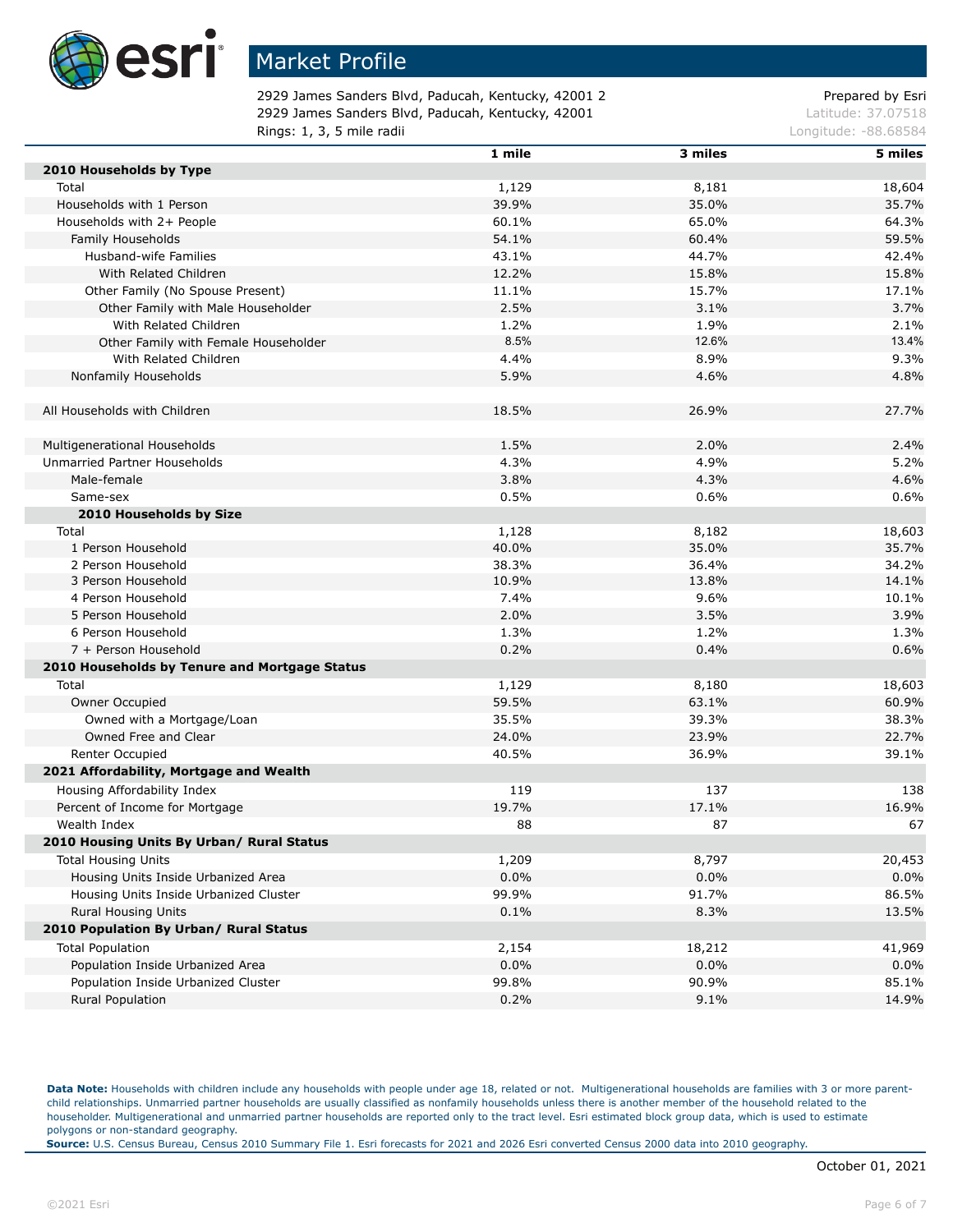# Market Profile

2929 James Sanders Blvd, Paducah, Kentucky, 42001 2
2929 James Sanders Blvd, Paducah, Kentucky, 42001
Rings: 1, 3, 5 mile radii

Prepared by Esri
Latitude: 37.07518
Longitude: -88.68584

| | 1 mile | 3 miles | 5 miles |
|---|---|---|---|
| **2010 Households by Type** | | | |
| Total | 1,129 | 8,181 | 18,604 |
| Households with 1 Person | 39.9% | 35.0% | 35.7% |
| Households with 2+ People | 60.1% | 65.0% | 64.3% |
| Family Households | 54.1% | 60.4% | 59.5% |
| Husband-wife Families | 43.1% | 44.7% | 42.4% |
| With Related Children | 12.2% | 15.8% | 15.8% |
| Other Family (No Spouse Present) | 11.1% | 15.7% | 17.1% |
| Other Family with Male Householder | 2.5% | 3.1% | 3.7% |
| With Related Children | 1.2% | 1.9% | 2.1% |
| Other Family with Female Householder | 8.5% | 12.6% | 13.4% |
| With Related Children | 4.4% | 8.9% | 9.3% |
| Nonfamily Households | 5.9% | 4.6% | 4.8% |
| | | | |
| All Households with Children | 18.5% | 26.9% | 27.7% |
| | | | |
| Multigenerational Households | 1.5% | 2.0% | 2.4% |
| Unmarried Partner Households | 4.3% | 4.9% | 5.2% |
| Male-female | 3.8% | 4.3% | 4.6% |
| Same-sex | 0.5% | 0.6% | 0.6% |
| **2010 Households by Size** | | | |
| Total | 1,128 | 8,182 | 18,603 |
| 1 Person Household | 40.0% | 35.0% | 35.7% |
| 2 Person Household | 38.3% | 36.4% | 34.2% |
| 3 Person Household | 10.9% | 13.8% | 14.1% |
| 4 Person Household | 7.4% | 9.6% | 10.1% |
| 5 Person Household | 2.0% | 3.5% | 3.9% |
| 6 Person Household | 1.3% | 1.2% | 1.3% |
| 7 + Person Household | 0.2% | 0.4% | 0.6% |
| **2010 Households by Tenure and Mortgage Status** | | | |
| Total | 1,129 | 8,180 | 18,603 |
| Owner Occupied | 59.5% | 63.1% | 60.9% |
| Owned with a Mortgage/Loan | 35.5% | 39.3% | 38.3% |
| Owned Free and Clear | 24.0% | 23.9% | 22.7% |
| Renter Occupied | 40.5% | 36.9% | 39.1% |
| **2021 Affordability, Mortgage and Wealth** | | | |
| Housing Affordability Index | 119 | 137 | 138 |
| Percent of Income for Mortgage | 19.7% | 17.1% | 16.9% |
| Wealth Index | 88 | 87 | 67 |
| **2010 Housing Units By Urban/ Rural Status** | | | |
| Total Housing Units | 1,209 | 8,797 | 20,453 |
| Housing Units Inside Urbanized Area | 0.0% | 0.0% | 0.0% |
| Housing Units Inside Urbanized Cluster | 99.9% | 91.7% | 86.5% |
| Rural Housing Units | 0.1% | 8.3% | 13.5% |
| **2010 Population By Urban/ Rural Status** | | | |
| Total Population | 2,154 | 18,212 | 41,969 |
| Population Inside Urbanized Area | 0.0% | 0.0% | 0.0% |
| Population Inside Urbanized Cluster | 99.8% | 90.9% | 85.1% |
| Rural Population | 0.2% | 9.1% | 14.9% |

**Data Note:** Households with children include any households with people under age 18, related or not. Multigenerational households are families with 3 or more parent-child relationships. Unmarried partner households are usually classified as nonfamily households unless there is another member of the household related to the householder. Multigenerational and unmarried partner households are reported only to the tract level. Esri estimated block group data, which is used to estimate polygons or non-standard geography.
**Source:** U.S. Census Bureau, Census 2010 Summary File 1. Esri forecasts for 2021 and 2026 Esri converted Census 2000 data into 2010 geography.

October 01, 2021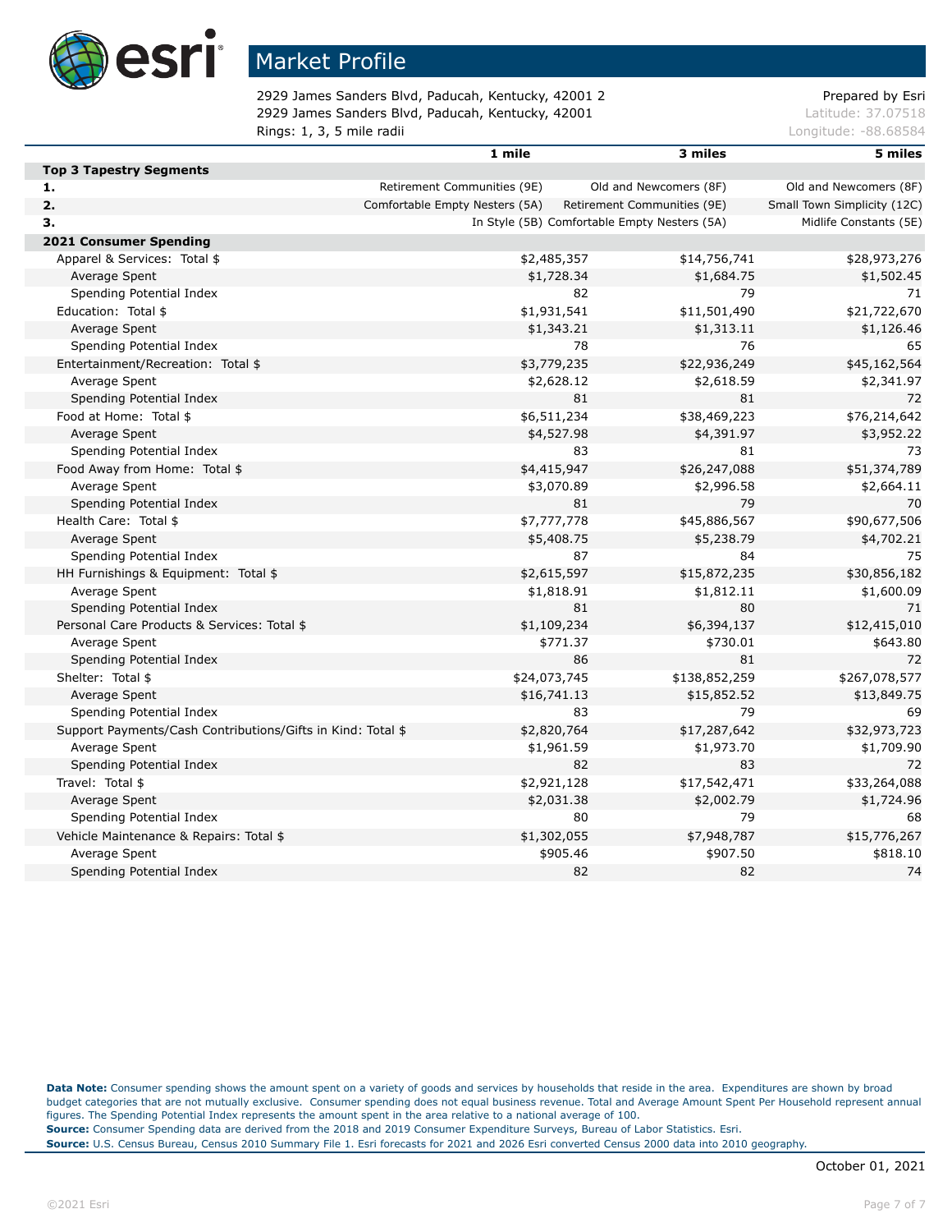# Market Profile

2929 James Sanders Blvd, Paducah, Kentucky, 42001 2
2929 James Sanders Blvd, Paducah, Kentucky, 42001
Rings: 1, 3, 5 mile radii

Prepared by Esri
Latitude: 37.07518
Longitude: -88.68584

| | 1 mile | 3 miles | 5 miles |
|---|---|---|---|
| **Top 3 Tapestry Segments** | | | |
| **1.** | Retirement Communities (9E) | Old and Newcomers (8F) | Old and Newcomers (8F) |
| **2.** | Comfortable Empty Nesters (5A) | Retirement Communities (9E) | Small Town Simplicity (12C) |
| **3.** | In Style (5B) | Comfortable Empty Nesters (5A) | Midlife Constants (5E) |
| **2021 Consumer Spending** | | | |
| Apparel & Services: Total $ | $2,485,357 | $14,756,741 | $28,973,276 |
| Average Spent | $1,728.34 | $1,684.75 | $1,502.45 |
| Spending Potential Index | 82 | 79 | 71 |
| Education: Total $ | $1,931,541 | $11,501,490 | $21,722,670 |
| Average Spent | $1,343.21 | $1,313.11 | $1,126.46 |
| Spending Potential Index | 78 | 76 | 65 |
| Entertainment/Recreation: Total $ | $3,779,235 | $22,936,249 | $45,162,564 |
| Average Spent | $2,628.12 | $2,618.59 | $2,341.97 |
| Spending Potential Index | 81 | 81 | 72 |
| Food at Home: Total $ | $6,511,234 | $38,469,223 | $76,214,642 |
| Average Spent | $4,527.98 | $4,391.97 | $3,952.22 |
| Spending Potential Index | 83 | 81 | 73 |
| Food Away from Home: Total $ | $4,415,947 | $26,247,088 | $51,374,789 |
| Average Spent | $3,070.89 | $2,996.58 | $2,664.11 |
| Spending Potential Index | 81 | 79 | 70 |
| Health Care: Total $ | $7,777,778 | $45,886,567 | $90,677,506 |
| Average Spent | $5,408.75 | $5,238.79 | $4,702.21 |
| Spending Potential Index | 87 | 84 | 75 |
| HH Furnishings & Equipment: Total $ | $2,615,597 | $15,872,235 | $30,856,182 |
| Average Spent | $1,818.91 | $1,812.11 | $1,600.09 |
| Spending Potential Index | 81 | 80 | 71 |
| Personal Care Products & Services: Total $ | $1,109,234 | $6,394,137 | $12,415,010 |
| Average Spent | $771.37 | $730.01 | $643.80 |
| Spending Potential Index | 86 | 81 | 72 |
| Shelter: Total $ | $24,073,745 | $138,852,259 | $267,078,577 |
| Average Spent | $16,741.13 | $15,852.52 | $13,849.75 |
| Spending Potential Index | 83 | 79 | 69 |
| Support Payments/Cash Contributions/Gifts in Kind: Total $ | $2,820,764 | $17,287,642 | $32,973,723 |
| Average Spent | $1,961.59 | $1,973.70 | $1,709.90 |
| Spending Potential Index | 82 | 83 | 72 |
| Travel: Total $ | $2,921,128 | $17,542,471 | $33,264,088 |
| Average Spent | $2,031.38 | $2,002.79 | $1,724.96 |
| Spending Potential Index | 80 | 79 | 68 |
| Vehicle Maintenance & Repairs: Total $ | $1,302,055 | $7,948,787 | $15,776,267 |
| Average Spent | $905.46 | $907.50 | $818.10 |
| Spending Potential Index | 82 | 82 | 74 |

**Data Note:** Consumer spending shows the amount spent on a variety of goods and services by households that reside in the area. Expenditures are shown by broad budget categories that are not mutually exclusive. Consumer spending does not equal business revenue. Total and Average Amount Spent Per Household represent annual figures. The Spending Potential Index represents the amount spent in the area relative to a national average of 100.
**Source:** Consumer Spending data are derived from the 2018 and 2019 Consumer Expenditure Surveys, Bureau of Labor Statistics. Esri.
**Source:** U.S. Census Bureau, Census 2010 Summary File 1. Esri forecasts for 2021 and 2026 Esri converted Census 2000 data into 2010 geography.

October 01, 2021